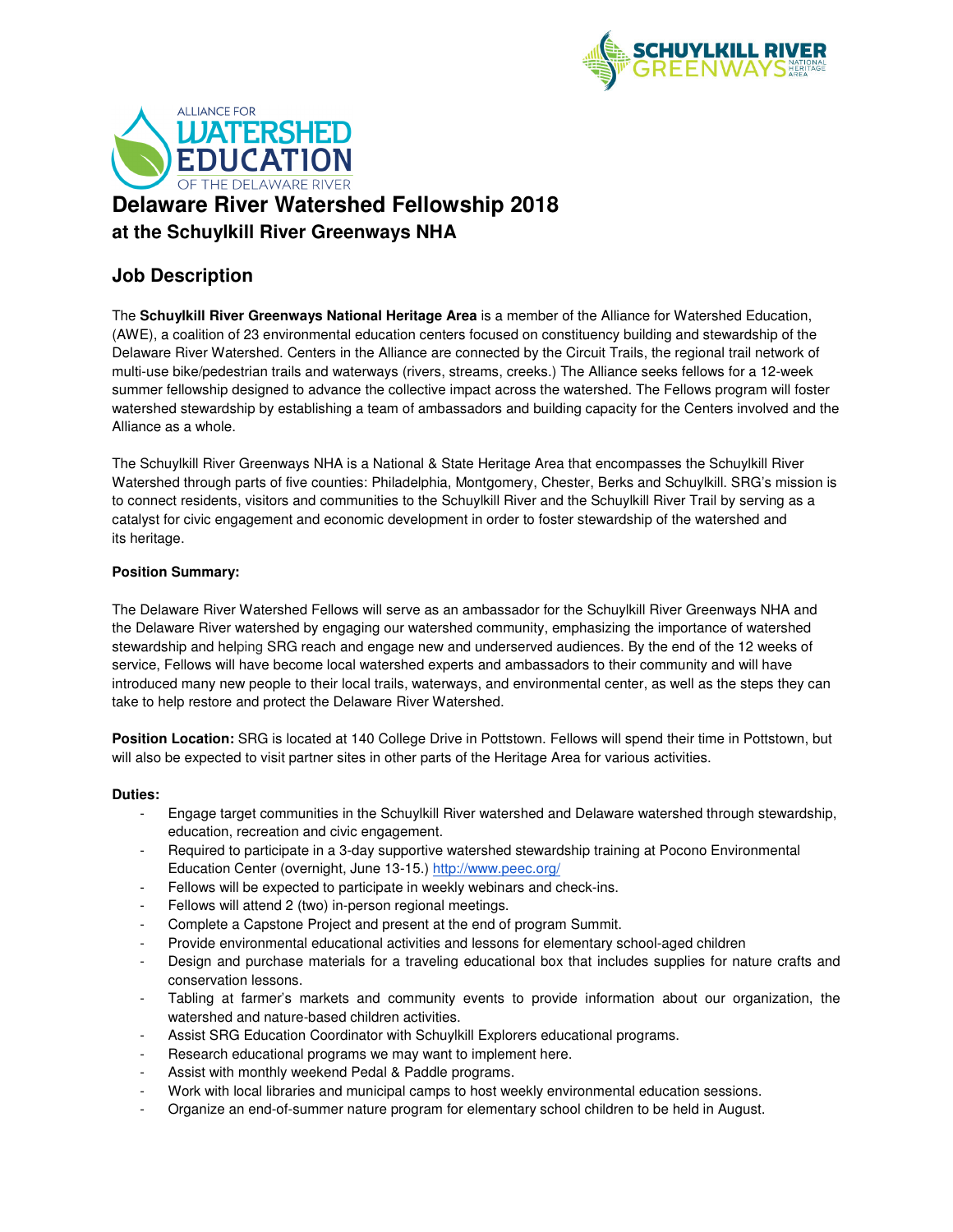# Delaware River Watershed Fellowship 2018

## at the Schuylkill River Greenways NHA

## Job Description

The **Schuylkill River Greenways National Heritage Area** is a member of the Alliance for Watershed Education, (AWE), a coalition of 23 environmental education centers focused on constituency building and stewardship of the Delaware River Watershed. Centers in the Alliance are connected by the Circuit Trails, the regional trail network of multi-use bike/pedestrian trails and waterways (rivers, streams, creeks.) The Alliance seeks fellows for a 12-week summer fellowship designed to advance the collective impact across the watershed. The Fellows program will foster watershed stewardship by establishing a team of ambassadors and building capacity for the Centers involved and the Alliance as a whole.

The Schuylkill River Greenways NHA is a National & State Heritage Area that encompasses the Schuylkill River Watershed through parts of five counties: Philadelphia, Montgomery, Chester, Berks and Schuylkill. SRG's mission is to connect residents, visitors and communities to the Schuylkill River and the Schuylkill River Trail by serving as a catalyst for civic engagement and economic development in order to foster stewardship of the watershed and its heritage.

**Position Summary:**

The Delaware River Watershed Fellows will serve as an ambassador for the Schuylkill River Greenways NHA and the Delaware River watershed by engaging our watershed community, emphasizing the importance of watershed stewardship and helping SRG reach and engage new and underserved audiences. By the end of the 12 weeks of service, Fellows will have become local watershed experts and ambassadors to their community and will have introduced many new people to their local trails, waterways, and environmental center, as well as the steps they can take to help restore and protect the Delaware River Watershed.

**Position Location:** SRG is located at 140 College Drive in Pottstown. Fellows will spend their time in Pottstown, but will also be expected to visit partner sites in other parts of the Heritage Area for various activities.

**Duties:**

- Engage target communities in the Schuylkill River watershed and Delaware watershed through stewardship, education, recreation and civic engagement.
- Required to participate in a 3-day supportive watershed stewardship training at Pocono Environmental Education Center (overnight, June 13-15.) http://www.peec.org/
- Fellows will be expected to participate in weekly webinars and check-ins.
- Fellows will attend 2 (two) in-person regional meetings.
- Complete a Capstone Project and present at the end of program Summit.
- Provide environmental educational activities and lessons for elementary school-aged children
- Design and purchase materials for a traveling educational box that includes supplies for nature crafts and conservation lessons.
- Tabling at farmer's markets and community events to provide information about our organization, the watershed and nature-based children activities.
- Assist SRG Education Coordinator with Schuylkill Explorers educational programs.
- Research educational programs we may want to implement here.
- Assist with monthly weekend Pedal & Paddle programs.
- Work with local libraries and municipal camps to host weekly environmental education sessions.
- Organize an end-of-summer nature program for elementary school children to be held in August.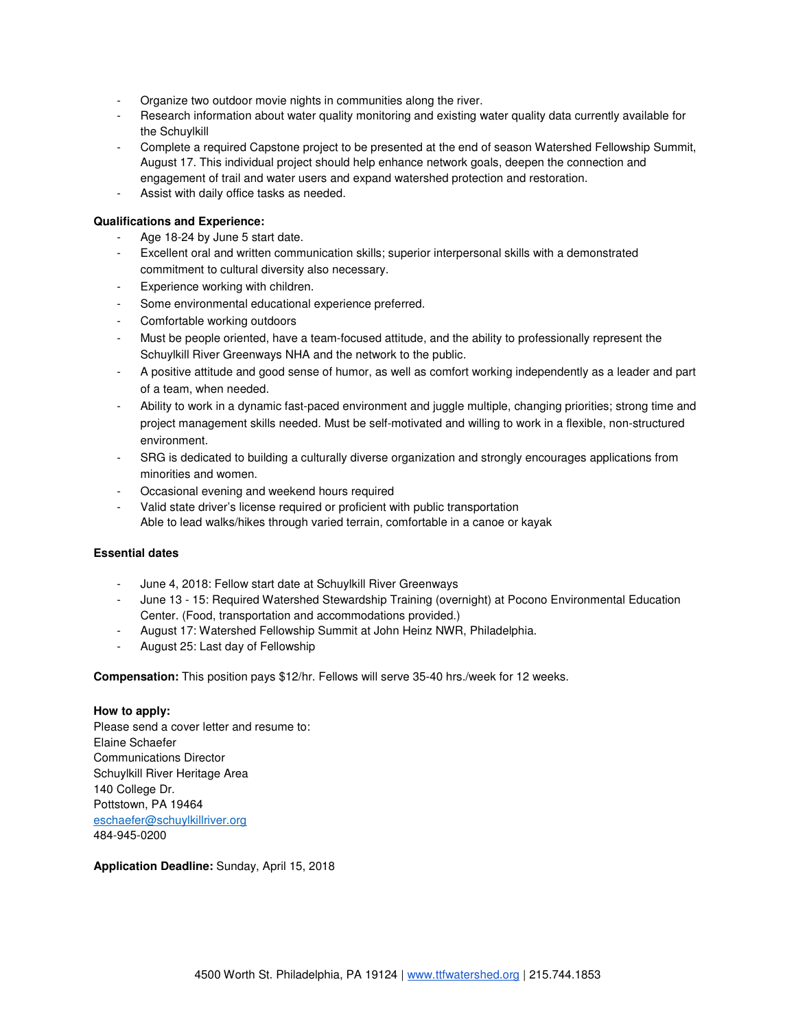- Organize two outdoor movie nights in communities along the river.
- Research information about water quality monitoring and existing water quality data currently available for the Schuylkill
- Complete a required Capstone project to be presented at the end of season Watershed Fellowship Summit, August 17. This individual project should help enhance network goals, deepen the connection and engagement of trail and water users and expand watershed protection and restoration.
- Assist with daily office tasks as needed.

**Qualifications and Experience:**

- Age 18-24 by June 5 start date.
- Excellent oral and written communication skills; superior interpersonal skills with a demonstrated commitment to cultural diversity also necessary.
- Experience working with children.
- Some environmental educational experience preferred.
- Comfortable working outdoors
- Must be people oriented, have a team-focused attitude, and the ability to professionally represent the Schuylkill River Greenways NHA and the network to the public.
- A positive attitude and good sense of humor, as well as comfort working independently as a leader and part of a team, when needed.
- Ability to work in a dynamic fast-paced environment and juggle multiple, changing priorities; strong time and project management skills needed. Must be self-motivated and willing to work in a flexible, non-structured environment.
- SRG is dedicated to building a culturally diverse organization and strongly encourages applications from minorities and women.
- Occasional evening and weekend hours required
- Valid state driver's license required or proficient with public transportation
  Able to lead walks/hikes through varied terrain, comfortable in a canoe or kayak

**Essential dates**

- June 4, 2018: Fellow start date at Schuylkill River Greenways
- June 13 - 15: Required Watershed Stewardship Training (overnight) at Pocono Environmental Education Center. (Food, transportation and accommodations provided.)
- August 17: Watershed Fellowship Summit at John Heinz NWR, Philadelphia.
- August 25: Last day of Fellowship

**Compensation:** This position pays $12/hr. Fellows will serve 35-40 hrs./week for 12 weeks.

**How to apply:**
Please send a cover letter and resume to:
Elaine Schaefer
Communications Director
Schuylkill River Heritage Area
140 College Dr.
Pottstown, PA 19464
eschaefer@schuylkillriver.org
484-945-0200

**Application Deadline:** Sunday, April 15, 2018